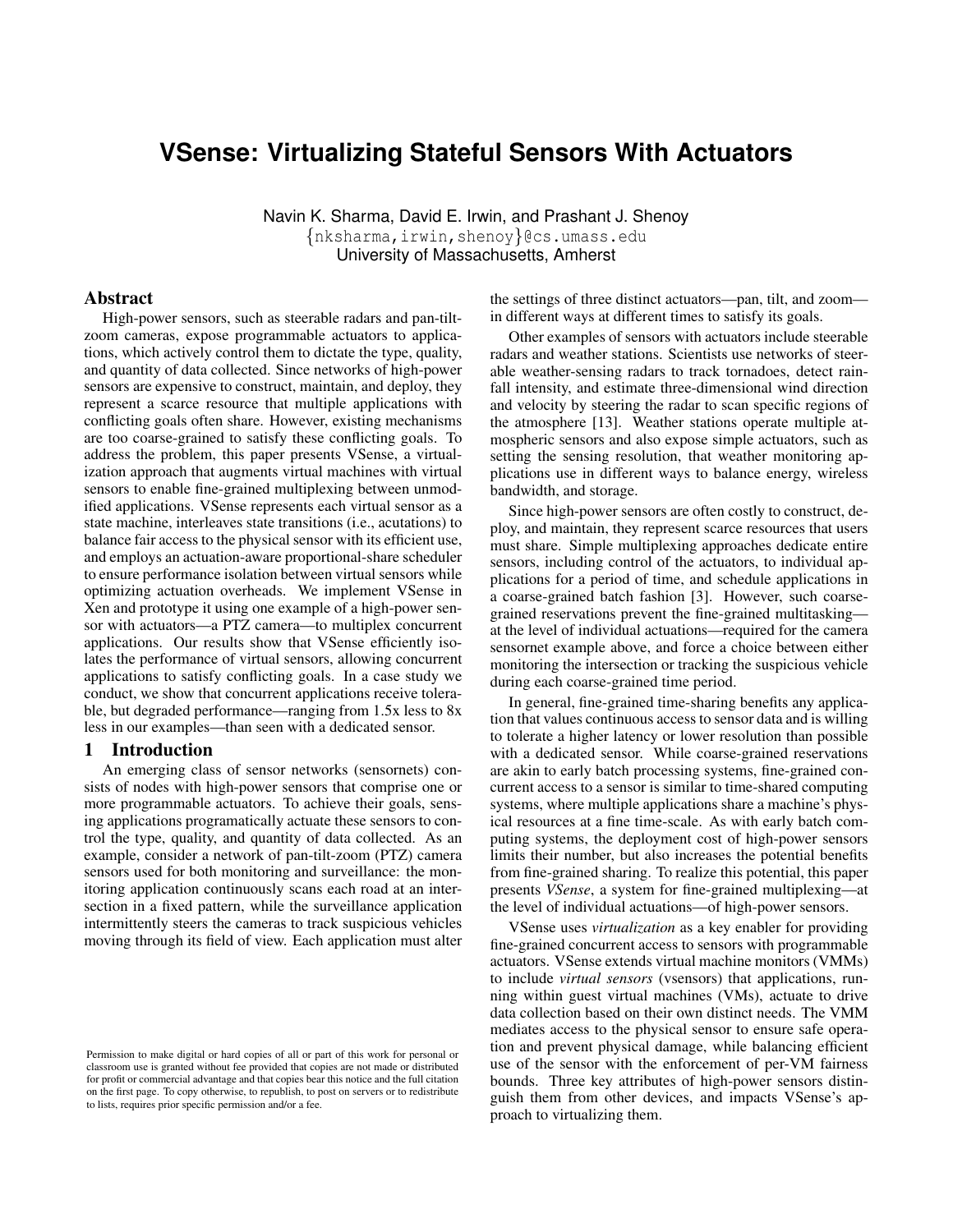# VSense: Virtualizing Stateful Sensors With Actuators

Navin K. Sharma, David E. Irwin, and Prashant J. Shenoy
{nksharma,irwin,shenoy}@cs.umass.edu
University of Massachusetts, Amherst

## Abstract

High-power sensors, such as steerable radars and pan-tilt-zoom cameras, expose programmable actuators to applications, which actively control them to dictate the type, quality, and quantity of data collected. Since networks of high-power sensors are expensive to construct, maintain, and deploy, they represent a scarce resource that multiple applications with conflicting goals often share. However, existing mechanisms are too coarse-grained to satisfy these conflicting goals. To address the problem, this paper presents VSense, a virtualization approach that augments virtual machines with virtual sensors to enable fine-grained multiplexing between unmodified applications. VSense represents each virtual sensor as a state machine, interleaves state transitions (i.e., acutations) to balance fair access to the physical sensor with its efficient use, and employs an actuation-aware proportional-share scheduler to ensure performance isolation between virtual sensors while optimizing actuation overheads. We implement VSense in Xen and prototype it using one example of a high-power sensor with actuators—a PTZ camera—to multiplex concurrent applications. Our results show that VSense efficiently isolates the performance of virtual sensors, allowing concurrent applications to satisfy conflicting goals. In a case study we conduct, we show that concurrent applications receive tolerable, but degraded performance—ranging from 1.5x less to 8x less in our examples—than seen with a dedicated sensor.

## 1 Introduction

An emerging class of sensor networks (sensornets) consists of nodes with high-power sensors that comprise one or more programmable actuators. To achieve their goals, sensing applications programatically actuate these sensors to control the type, quality, and quantity of data collected. As an example, consider a network of pan-tilt-zoom (PTZ) camera sensors used for both monitoring and surveillance: the monitoring application continuously scans each road at an intersection in a fixed pattern, while the surveillance application intermittently steers the cameras to track suspicious vehicles moving through its field of view. Each application must alter the settings of three distinct actuators—pan, tilt, and zoom—in different ways at different times to satisfy its goals.

Other examples of sensors with actuators include steerable radars and weather stations. Scientists use networks of steerable weather-sensing radars to track tornadoes, detect rainfall intensity, and estimate three-dimensional wind direction and velocity by steering the radar to scan specific regions of the atmosphere [13]. Weather stations operate multiple atmospheric sensors and also expose simple actuators, such as setting the sensing resolution, that weather monitoring applications use in different ways to balance energy, wireless bandwidth, and storage.

Since high-power sensors are often costly to construct, deploy, and maintain, they represent scarce resources that users must share. Simple multiplexing approaches dedicate entire sensors, including control of the actuators, to individual applications for a period of time, and schedule applications in a coarse-grained batch fashion [3]. However, such coarse-grained reservations prevent the fine-grained multitasking—at the level of individual actuations—required for the camera sensornet example above, and force a choice between either monitoring the intersection or tracking the suspicious vehicle during each coarse-grained time period.

In general, fine-grained time-sharing benefits any application that values continuous access to sensor data and is willing to tolerate a higher latency or lower resolution than possible with a dedicated sensor. While coarse-grained reservations are akin to early batch processing systems, fine-grained concurrent access to a sensor is similar to time-shared computing systems, where multiple applications share a machine's physical resources at a fine time-scale. As with early batch computing systems, the deployment cost of high-power sensors limits their number, but also increases the potential benefits from fine-grained sharing. To realize this potential, this paper presents *VSense*, a system for fine-grained multiplexing—at the level of individual actuations—of high-power sensors.

VSense uses *virtualization* as a key enabler for providing fine-grained concurrent access to sensors with programmable actuators. VSense extends virtual machine monitors (VMMs) to include *virtual sensors* (vsensors) that applications, running within guest virtual machines (VMs), actuate to drive data collection based on their own distinct needs. The VMM mediates access to the physical sensor to ensure safe operation and prevent physical damage, while balancing efficient use of the sensor with the enforcement of per-VM fairness bounds. Three key attributes of high-power sensors distinguish them from other devices, and impacts VSense's approach to virtualizing them.

Permission to make digital or hard copies of all or part of this work for personal or classroom use is granted without fee provided that copies are not made or distributed for profit or commercial advantage and that copies bear this notice and the full citation on the first page. To copy otherwise, to republish, to post on servers or to redistribute to lists, requires prior specific permission and/or a fee.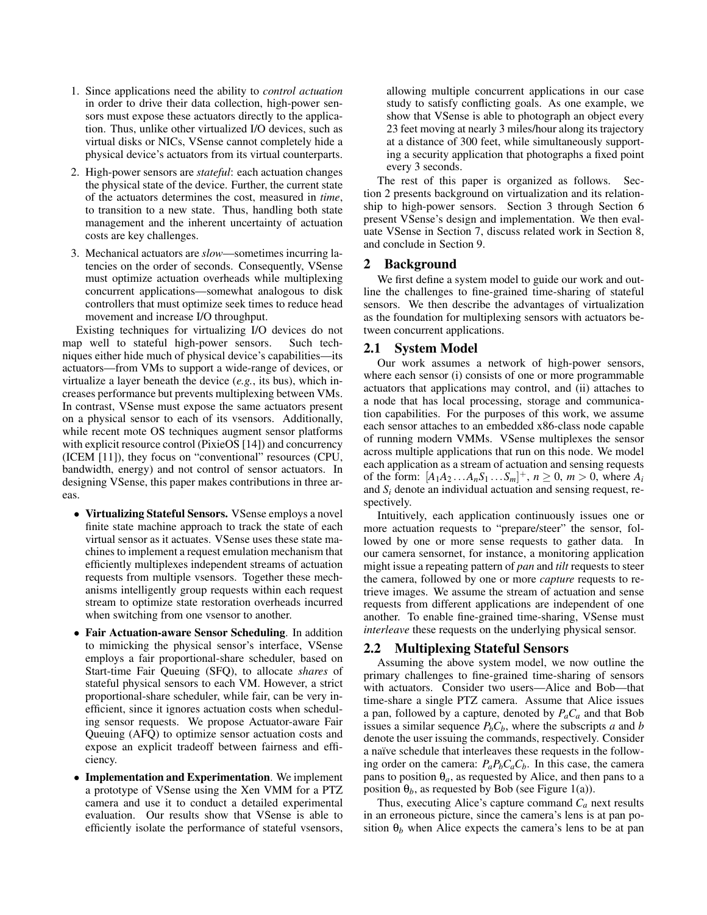1. Since applications need the ability to *control actuation* in order to drive their data collection, high-power sensors must expose these actuators directly to the application. Thus, unlike other virtualized I/O devices, such as virtual disks or NICs, VSense cannot completely hide a physical device's actuators from its virtual counterparts.

2. High-power sensors are *stateful*: each actuation changes the physical state of the device. Further, the current state of the actuators determines the cost, measured in *time*, to transition to a new state. Thus, handling both state management and the inherent uncertainty of actuation costs are key challenges.

3. Mechanical actuators are *slow*—sometimes incurring latencies on the order of seconds. Consequently, VSense must optimize actuation overheads while multiplexing concurrent applications—somewhat analogous to disk controllers that must optimize seek times to reduce head movement and increase I/O throughput.

Existing techniques for virtualizing I/O devices do not map well to stateful high-power sensors. Such techniques either hide much of physical device's capabilities—its actuators—from VMs to support a wide-range of devices, or virtualize a layer beneath the device (*e.g.*, its bus), which increases performance but prevents multiplexing between VMs. In contrast, VSense must expose the same actuators present on a physical sensor to each of its vsensors. Additionally, while recent mote OS techniques augment sensor platforms with explicit resource control (PixieOS [14]) and concurrency (ICEM [11]), they focus on "conventional" resources (CPU, bandwidth, energy) and not control of sensor actuators. In designing VSense, this paper makes contributions in three areas.

- **Virtualizing Stateful Sensors.** VSense employs a novel finite state machine approach to track the state of each virtual sensor as it actuates. VSense uses these state machines to implement a request emulation mechanism that efficiently multiplexes independent streams of actuation requests from multiple vsensors. Together these mechanisms intelligently group requests within each request stream to optimize state restoration overheads incurred when switching from one vsensor to another.

- **Fair Actuation-aware Sensor Scheduling**. In addition to mimicking the physical sensor's interface, VSense employs a fair proportional-share scheduler, based on Start-time Fair Queuing (SFQ), to allocate *shares* of stateful physical sensors to each VM. However, a strict proportional-share scheduler, while fair, can be very inefficient, since it ignores actuation costs when scheduling sensor requests. We propose Actuator-aware Fair Queuing (AFQ) to optimize sensor actuation costs and expose an explicit tradeoff between fairness and efficiency.

- **Implementation and Experimentation**. We implement a prototype of VSense using the Xen VMM for a PTZ camera and use it to conduct a detailed experimental evaluation. Our results show that VSense is able to efficiently isolate the performance of stateful vsensors, allowing multiple concurrent applications in our case study to satisfy conflicting goals. As one example, we show that VSense is able to photograph an object every 23 feet moving at nearly 3 miles/hour along its trajectory at a distance of 300 feet, while simultaneously supporting a security application that photographs a fixed point every 3 seconds.

The rest of this paper is organized as follows. Section 2 presents background on virtualization and its relationship to high-power sensors. Section 3 through Section 6 present VSense's design and implementation. We then evaluate VSense in Section 7, discuss related work in Section 8, and conclude in Section 9.

## 2 Background

We first define a system model to guide our work and outline the challenges to fine-grained time-sharing of stateful sensors. We then describe the advantages of virtualization as the foundation for multiplexing sensors with actuators between concurrent applications.

### 2.1 System Model

Our work assumes a network of high-power sensors, where each sensor (i) consists of one or more programmable actuators that applications may control, and (ii) attaches to a node that has local processing, storage and communication capabilities. For the purposes of this work, we assume each sensor attaches to an embedded x86-class node capable of running modern VMMs. VSense multiplexes the sensor across multiple applications that run on this node. We model each application as a stream of actuation and sensing requests of the form: $[A_1A_2 \dots A_nS_1 \dots S_m]^+$, $n \geq 0$, $m > 0$, where $A_i$ and $S_i$ denote an individual actuation and sensing request, respectively.

Intuitively, each application continuously issues one or more actuation requests to "prepare/steer" the sensor, followed by one or more sense requests to gather data. In our camera sensornet, for instance, a monitoring application might issue a repeating pattern of *pan* and *tilt* requests to steer the camera, followed by one or more *capture* requests to retrieve images. We assume the stream of actuation and sense requests from different applications are independent of one another. To enable fine-grained time-sharing, VSense must *interleave* these requests on the underlying physical sensor.

### 2.2 Multiplexing Stateful Sensors

Assuming the above system model, we now outline the primary challenges to fine-grained time-sharing of sensors with actuators. Consider two users—Alice and Bob—that time-share a single PTZ camera. Assume that Alice issues a pan, followed by a capture, denoted by $P_aC_a$ and that Bob issues a similar sequence $P_bC_b$, where the subscripts $a$ and $b$ denote the user issuing the commands, respectively. Consider a naïve schedule that interleaves these requests in the following order on the camera: $P_aP_bC_aC_b$. In this case, the camera pans to position $\theta_a$, as requested by Alice, and then pans to a position $\theta_b$, as requested by Bob (see Figure 1(a)).

Thus, executing Alice's capture command $C_a$ next results in an erroneous picture, since the camera's lens is at pan position $\theta_b$ when Alice expects the camera's lens to be at pan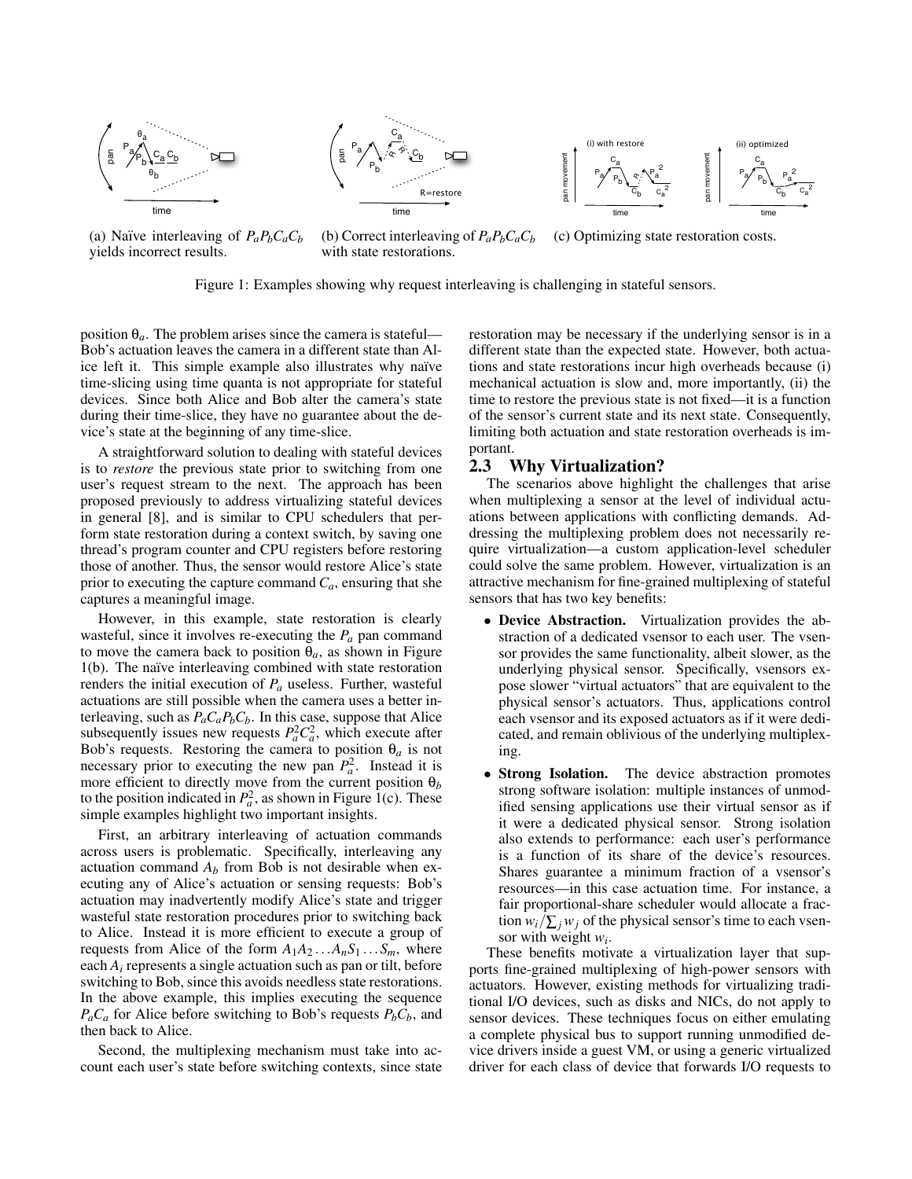(a) Naïve interleaving of $P_aP_bC_aC_b$ yields incorrect results.

(b) Correct interleaving of $P_aP_bC_aC_b$ with state restorations.

(c) Optimizing state restoration costs.

Figure 1: Examples showing why request interleaving is challenging in stateful sensors.

position $\theta_a$. The problem arises since the camera is stateful—Bob's actuation leaves the camera in a different state than Alice left it. This simple example also illustrates why naïve time-slicing using time quanta is not appropriate for stateful devices. Since both Alice and Bob alter the camera's state during their time-slice, they have no guarantee about the device's state at the beginning of any time-slice.

A straightforward solution to dealing with stateful devices is to *restore* the previous state prior to switching from one user's request stream to the next. The approach has been proposed previously to address virtualizing stateful devices in general [8], and is similar to CPU schedulers that perform state restoration during a context switch, by saving one thread's program counter and CPU registers before restoring those of another. Thus, the sensor would restore Alice's state prior to executing the capture command $C_a$, ensuring that she captures a meaningful image.

However, in this example, state restoration is clearly wasteful, since it involves re-executing the $P_a$ pan command to move the camera back to position $\theta_a$, as shown in Figure 1(b). The naïve interleaving combined with state restoration renders the initial execution of $P_a$ useless. Further, wasteful actuations are still possible when the camera uses a better interleaving, such as $P_aC_aP_bC_b$. In this case, suppose that Alice subsequently issues new requests $P_a^2C_a^2$, which execute after Bob's requests. Restoring the camera to position $\theta_a$ is not necessary prior to executing the new pan $P_a^2$. Instead it is more efficient to directly move from the current position $\theta_b$ to the position indicated in $P_a^2$, as shown in Figure 1(c). These simple examples highlight two important insights.

First, an arbitrary interleaving of actuation commands across users is problematic. Specifically, interleaving any actuation command $A_b$ from Bob is not desirable when executing any of Alice's actuation or sensing requests: Bob's actuation may inadvertently modify Alice's state and trigger wasteful state restoration procedures prior to switching back to Alice. Instead it is more efficient to execute a group of requests from Alice of the form $A_1A_2 \ldots A_nS_1 \ldots S_m$, where each $A_i$ represents a single actuation such as pan or tilt, before switching to Bob, since this avoids needless state restorations. In the above example, this implies executing the sequence $P_aC_a$ for Alice before switching to Bob's requests $P_bC_b$, and then back to Alice.

Second, the multiplexing mechanism must take into account each user's state before switching contexts, since state restoration may be necessary if the underlying sensor is in a different state than the expected state. However, both actuations and state restorations incur high overheads because (i) mechanical actuation is slow and, more importantly, (ii) the time to restore the previous state is not fixed—it is a function of the sensor's current state and its next state. Consequently, limiting both actuation and state restoration overheads is important.

## 2.3 Why Virtualization?

The scenarios above highlight the challenges that arise when multiplexing a sensor at the level of individual actuations between applications with conflicting demands. Addressing the multiplexing problem does not necessarily require virtualization—a custom application-level scheduler could solve the same problem. However, virtualization is an attractive mechanism for fine-grained multiplexing of stateful sensors that has two key benefits:

- **Device Abstraction.** Virtualization provides the abstraction of a dedicated vsensor to each user. The vsensor provides the same functionality, albeit slower, as the underlying physical sensor. Specifically, vsensors expose slower "virtual actuators" that are equivalent to the physical sensor's actuators. Thus, applications control each vsensor and its exposed actuators as if it were dedicated, and remain oblivious of the underlying multiplexing.
- **Strong Isolation.** The device abstraction promotes strong software isolation: multiple instances of unmodified sensing applications use their virtual sensor as if it were a dedicated physical sensor. Strong isolation also extends to performance: each user's performance is a function of its share of the device's resources. Shares guarantee a minimum fraction of a vsensor's resources—in this case actuation time. For instance, a fair proportional-share scheduler would allocate a fraction $w_i / \sum_j w_j$ of the physical sensor's time to each vsensor with weight $w_i$.

These benefits motivate a virtualization layer that supports fine-grained multiplexing of high-power sensors with actuators. However, existing methods for virtualizing traditional I/O devices, such as disks and NICs, do not apply to sensor devices. These techniques focus on either emulating a complete physical bus to support running unmodified device drivers inside a guest VM, or using a generic virtualized driver for each class of device that forwards I/O requests to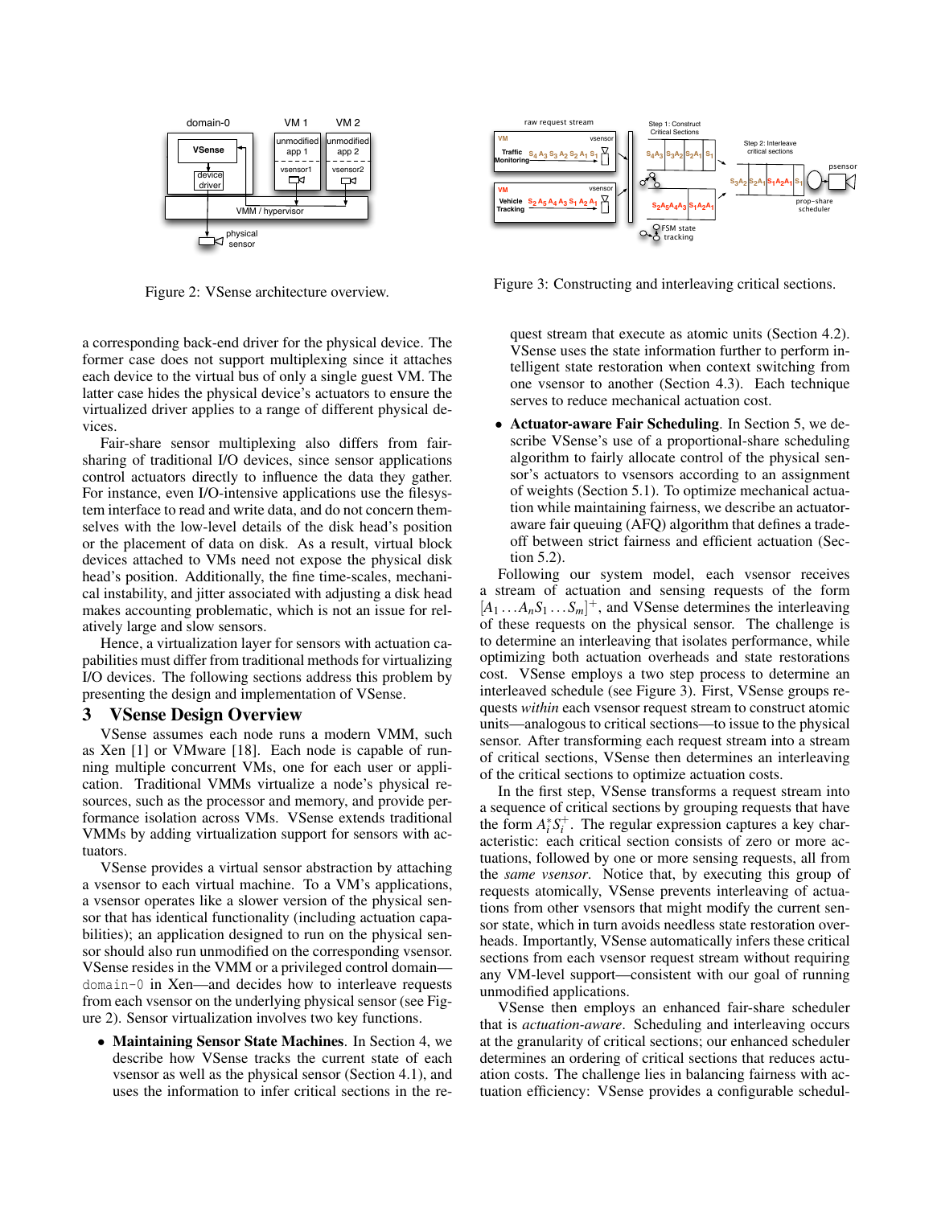Figure 2: VSense architecture overview.

Figure 3: Constructing and interleaving critical sections.

a corresponding back-end driver for the physical device. The former case does not support multiplexing since it attaches each device to the virtual bus of only a single guest VM. The latter case hides the physical device's actuators to ensure the virtualized driver applies to a range of different physical devices.

Fair-share sensor multiplexing also differs from fair-sharing of traditional I/O devices, since sensor applications control actuators directly to influence the data they gather. For instance, even I/O-intensive applications use the filesystem interface to read and write data, and do not concern themselves with the low-level details of the disk head's position or the placement of data on disk. As a result, virtual block devices attached to VMs need not expose the physical disk head's position. Additionally, the fine time-scales, mechanical instability, and jitter associated with adjusting a disk head makes accounting problematic, which is not an issue for relatively large and slow sensors.

Hence, a virtualization layer for sensors with actuation capabilities must differ from traditional methods for virtualizing I/O devices. The following sections address this problem by presenting the design and implementation of VSense.

## 3 VSense Design Overview

VSense assumes each node runs a modern VMM, such as Xen [1] or VMware [18]. Each node is capable of running multiple concurrent VMs, one for each user or application. Traditional VMMs virtualize a node's physical resources, such as the processor and memory, and provide performance isolation across VMs. VSense extends traditional VMMs by adding virtualization support for sensors with actuators.

VSense provides a virtual sensor abstraction by attaching a vsensor to each virtual machine. To a VM's applications, a vsensor operates like a slower version of the physical sensor that has identical functionality (including actuation capabilities); an application designed to run on the physical sensor should also run unmodified on the corresponding vsensor. VSense resides in the VMM or a privileged control domain—`domain-0` in Xen—and decides how to interleave requests from each vsensor on the underlying physical sensor (see Figure 2). Sensor virtualization involves two key functions.

- **Maintaining Sensor State Machines**. In Section 4, we describe how VSense tracks the current state of each vsensor as well as the physical sensor (Section 4.1), and uses the information to infer critical sections in the request stream that execute as atomic units (Section 4.2). VSense uses the state information further to perform intelligent state restoration when context switching from one vsensor to another (Section 4.3). Each technique serves to reduce mechanical actuation cost.
- **Actuator-aware Fair Scheduling**. In Section 5, we describe VSense's use of a proportional-share scheduling algorithm to fairly allocate control of the physical sensor's actuators to vsensors according to an assignment of weights (Section 5.1). To optimize mechanical actuation while maintaining fairness, we describe an actuator-aware fair queuing (AFQ) algorithm that defines a trade-off between strict fairness and efficient actuation (Section 5.2).

Following our system model, each vsensor receives a stream of actuation and sensing requests of the form $[A_1 \ldots A_n S_1 \ldots S_m]^+$, and VSense determines the interleaving of these requests on the physical sensor. The challenge is to determine an interleaving that isolates performance, while optimizing both actuation overheads and state restorations cost. VSense employs a two step process to determine an interleaved schedule (see Figure 3). First, VSense groups requests *within* each vsensor request stream to construct atomic units—analogous to critical sections—to issue to the physical sensor. After transforming each request stream into a stream of critical sections, VSense then determines an interleaving of the critical sections to optimize actuation costs.

In the first step, VSense transforms a request stream into a sequence of critical sections by grouping requests that have the form $A_i^* S_i^+$. The regular expression captures a key characteristic: each critical section consists of zero or more actuations, followed by one or more sensing requests, all from the *same vsensor*. Notice that, by executing this group of requests atomically, VSense prevents interleaving of actuations from other vsensors that might modify the current sensor state, which in turn avoids needless state restoration overheads. Importantly, VSense automatically infers these critical sections from each vsensor request stream without requiring any VM-level support—consistent with our goal of running unmodified applications.

VSense then employs an enhanced fair-share scheduler that is *actuation-aware*. Scheduling and interleaving occurs at the granularity of critical sections; our enhanced scheduler determines an ordering of critical sections that reduces actuation costs. The challenge lies in balancing fairness with actuation efficiency: VSense provides a configurable schedul-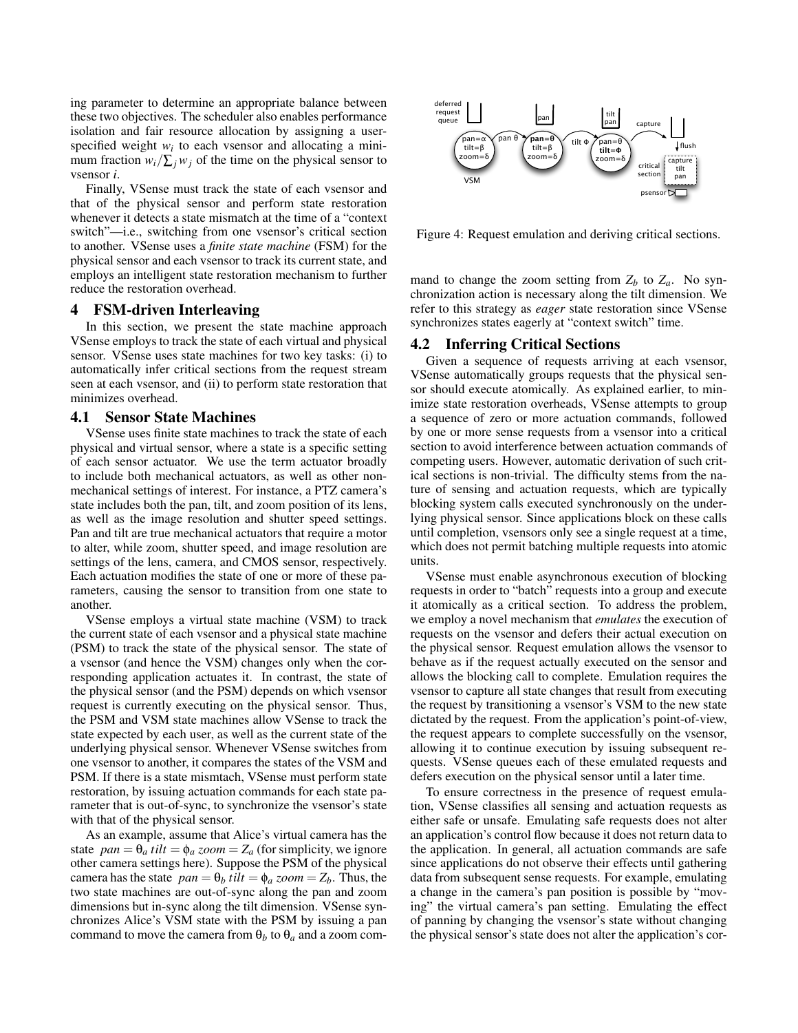ing parameter to determine an appropriate balance between these two objectives. The scheduler also enables performance isolation and fair resource allocation by assigning a user-specified weight $w_i$ to each vsensor and allocating a minimum fraction $w_i / \sum_j w_j$ of the time on the physical sensor to vsensor $i$.

Finally, VSense must track the state of each vsensor and that of the physical sensor and perform state restoration whenever it detects a state mismatch at the time of a "context switch"—i.e., switching from one vsensor's critical section to another. VSense uses a *finite state machine* (FSM) for the physical sensor and each vsensor to track its current state, and employs an intelligent state restoration mechanism to further reduce the restoration overhead.

# 4 FSM-driven Interleaving

In this section, we present the state machine approach VSense employs to track the state of each virtual and physical sensor. VSense uses state machines for two key tasks: (i) to automatically infer critical sections from the request stream seen at each vsensor, and (ii) to perform state restoration that minimizes overhead.

## 4.1 Sensor State Machines

VSense uses finite state machines to track the state of each physical and virtual sensor, where a state is a specific setting of each sensor actuator. We use the term actuator broadly to include both mechanical actuators, as well as other non-mechanical settings of interest. For instance, a PTZ camera's state includes both the pan, tilt, and zoom position of its lens, as well as the image resolution and shutter speed settings. Pan and tilt are true mechanical actuators that require a motor to alter, while zoom, shutter speed, and image resolution are settings of the lens, camera, and CMOS sensor, respectively. Each actuation modifies the state of one or more of these parameters, causing the sensor to transition from one state to another.

VSense employs a virtual state machine (VSM) to track the current state of each vsensor and a physical state machine (PSM) to track the state of the physical sensor. The state of a vsensor (and hence the VSM) changes only when the corresponding application actuates it. In contrast, the state of the physical sensor (and the PSM) depends on which vsensor request is currently executing on the physical sensor. Thus, the PSM and VSM state machines allow VSense to track the state expected by each user, as well as the current state of the underlying physical sensor. Whenever VSense switches from one vsensor to another, it compares the states of the VSM and PSM. If there is a state mismtach, VSense must perform state restoration, by issuing actuation commands for each state parameter that is out-of-sync, to synchronize the vsensor's state with that of the physical sensor.

As an example, assume that Alice's virtual camera has the state $pan = \theta_a$ $tilt = \phi_a$ $zoom = Z_a$ (for simplicity, we ignore other camera settings here). Suppose the PSM of the physical camera has the state $pan = \theta_b$ $tilt = \phi_a$ $zoom = Z_b$. Thus, the two state machines are out-of-sync along the pan and zoom dimensions but in-sync along the tilt dimension. VSense synchronizes Alice's VSM state with the PSM by issuing a pan command to move the camera from $\theta_b$ to $\theta_a$ and a zoom command to change the zoom setting from $Z_b$ to $Z_a$. No synchronization action is necessary along the tilt dimension. We refer to this strategy as *eager* state restoration since VSense synchronizes states eagerly at "context switch" time.

Figure 4: Request emulation and deriving critical sections.

## 4.2 Inferring Critical Sections

Given a sequence of requests arriving at each vsensor, VSense automatically groups requests that the physical sensor should execute atomically. As explained earlier, to minimize state restoration overheads, VSense attempts to group a sequence of zero or more actuation commands, followed by one or more sense requests from a vsensor into a critical section to avoid interference between actuation commands of competing users. However, automatic derivation of such critical sections is non-trivial. The difficulty stems from the nature of sensing and actuation requests, which are typically blocking system calls executed synchronously on the underlying physical sensor. Since applications block on these calls until completion, vsensors only see a single request at a time, which does not permit batching multiple requests into atomic units.

VSense must enable asynchronous execution of blocking requests in order to "batch" requests into a group and execute it atomically as a critical section. To address the problem, we employ a novel mechanism that *emulates* the execution of requests on the vsensor and defers their actual execution on the physical sensor. Request emulation allows the vsensor to behave as if the request actually executed on the sensor and allows the blocking call to complete. Emulation requires the vsensor to capture all state changes that result from executing the request by transitioning a vsensor's VSM to the new state dictated by the request. From the application's point-of-view, the request appears to complete successfully on the vsensor, allowing it to continue execution by issuing subsequent requests. VSense queues each of these emulated requests and defers execution on the physical sensor until a later time.

To ensure correctness in the presence of request emulation, VSense classifies all sensing and actuation requests as either safe or unsafe. Emulating safe requests does not alter an application's control flow because it does not return data to the application. In general, all actuation commands are safe since applications do not observe their effects until gathering data from subsequent sense requests. For example, emulating a change in the camera's pan position is possible by "moving" the virtual camera's pan setting. Emulating the effect of panning by changing the vsensor's state without changing the physical sensor's state does not alter the application's cor-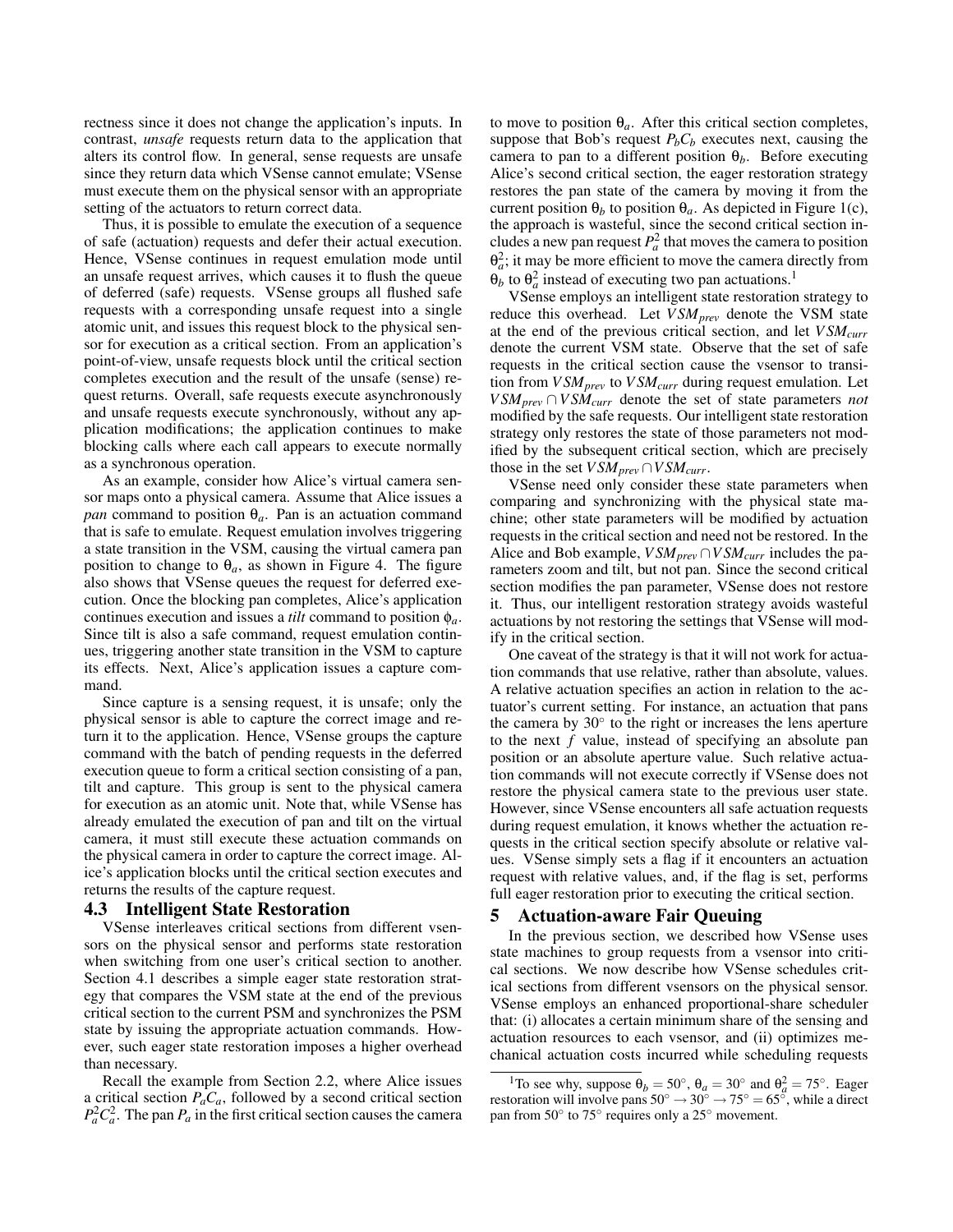rectness since it does not change the application's inputs. In contrast, *unsafe* requests return data to the application that alters its control flow. In general, sense requests are unsafe since they return data which VSense cannot emulate; VSense must execute them on the physical sensor with an appropriate setting of the actuators to return correct data.

Thus, it is possible to emulate the execution of a sequence of safe (actuation) requests and defer their actual execution. Hence, VSense continues in request emulation mode until an unsafe request arrives, which causes it to flush the queue of deferred (safe) requests. VSense groups all flushed safe requests with a corresponding unsafe request into a single atomic unit, and issues this request block to the physical sensor for execution as a critical section. From an application's point-of-view, unsafe requests block until the critical section completes execution and the result of the unsafe (sense) request returns. Overall, safe requests execute asynchronously and unsafe requests execute synchronously, without any application modifications; the application continues to make blocking calls where each call appears to execute normally as a synchronous operation.

As an example, consider how Alice's virtual camera sensor maps onto a physical camera. Assume that Alice issues a *pan* command to position $\theta_a$. Pan is an actuation command that is safe to emulate. Request emulation involves triggering a state transition in the VSM, causing the virtual camera pan position to change to $\theta_a$, as shown in Figure 4. The figure also shows that VSense queues the request for deferred execution. Once the blocking pan completes, Alice's application continues execution and issues a *tilt* command to position $\phi_a$. Since tilt is also a safe command, request emulation continues, triggering another state transition in the VSM to capture its effects. Next, Alice's application issues a capture command.

Since capture is a sensing request, it is unsafe; only the physical sensor is able to capture the correct image and return it to the application. Hence, VSense groups the capture command with the batch of pending requests in the deferred execution queue to form a critical section consisting of a pan, tilt and capture. This group is sent to the physical camera for execution as an atomic unit. Note that, while VSense has already emulated the execution of pan and tilt on the virtual camera, it must still execute these actuation commands on the physical camera in order to capture the correct image. Alice's application blocks until the critical section executes and returns the results of the capture request.

### 4.3 Intelligent State Restoration

VSense interleaves critical sections from different vsensors on the physical sensor and performs state restoration when switching from one user's critical section to another. Section 4.1 describes a simple eager state restoration strategy that compares the VSM state at the end of the previous critical section to the current PSM and synchronizes the PSM state by issuing the appropriate actuation commands. However, such eager state restoration imposes a higher overhead than necessary.

Recall the example from Section 2.2, where Alice issues a critical section $P_aC_a$, followed by a second critical section $P_a^2C_a^2$. The pan $P_a$ in the first critical section causes the camera to move to position $\theta_a$. After this critical section completes, suppose that Bob's request $P_bC_b$ executes next, causing the camera to pan to a different position $\theta_b$. Before executing Alice's second critical section, the eager restoration strategy restores the pan state of the camera by moving it from the current position $\theta_b$ to position $\theta_a$. As depicted in Figure 1(c), the approach is wasteful, since the second critical section includes a new pan request $P_a^2$ that moves the camera to position $\theta_a^2$; it may be more efficient to move the camera directly from $\theta_b$ to $\theta_a^2$ instead of executing two pan actuations.[1]

VSense employs an intelligent state restoration strategy to reduce this overhead. Let $VSM_{prev}$ denote the VSM state at the end of the previous critical section, and let $VSM_{curr}$ denote the current VSM state. Observe that the set of safe requests in the critical section cause the vsensor to transition from $VSM_{prev}$ to $VSM_{curr}$ during request emulation. Let $VSM_{prev} \cap VSM_{curr}$ denote the set of state parameters *not* modified by the safe requests. Our intelligent state restoration strategy only restores the state of those parameters not modified by the subsequent critical section, which are precisely those in the set $VSM_{prev} \cap VSM_{curr}$.

VSense need only consider these state parameters when comparing and synchronizing with the physical state machine; other state parameters will be modified by actuation requests in the critical section and need not be restored. In the Alice and Bob example, $VSM_{prev} \cap VSM_{curr}$ includes the parameters zoom and tilt, but not pan. Since the second critical section modifies the pan parameter, VSense does not restore it. Thus, our intelligent restoration strategy avoids wasteful actuations by not restoring the settings that VSense will modify in the critical section.

One caveat of the strategy is that it will not work for actuation commands that use relative, rather than absolute, values. A relative actuation specifies an action in relation to the actuator's current setting. For instance, an actuation that pans the camera by 30° to the right or increases the lens aperture to the next $f$ value, instead of specifying an absolute pan position or an absolute aperture value. Such relative actuation commands will not execute correctly if VSense does not restore the physical camera state to the previous user state. However, since VSense encounters all safe actuation requests during request emulation, it knows whether the actuation requests in the critical section specify absolute or relative values. VSense simply sets a flag if it encounters an actuation request with relative values, and, if the flag is set, performs full eager restoration prior to executing the critical section.

## 5 Actuation-aware Fair Queuing

In the previous section, we described how VSense uses state machines to group requests from a vsensor into critical sections. We now describe how VSense schedules critical sections from different vsensors on the physical sensor. VSense employs an enhanced proportional-share scheduler that: (i) allocates a certain minimum share of the sensing and actuation resources to each vsensor, and (ii) optimizes mechanical actuation costs incurred while scheduling requests

[1] To see why, suppose $\theta_b = 50^\circ$, $\theta_a = 30^\circ$ and $\theta_a^2 = 75^\circ$. Eager restoration will involve pans $50^\circ \rightarrow 30^\circ \rightarrow 75^\circ = 65^\circ$, while a direct pan from 50° to 75° requires only a 25° movement.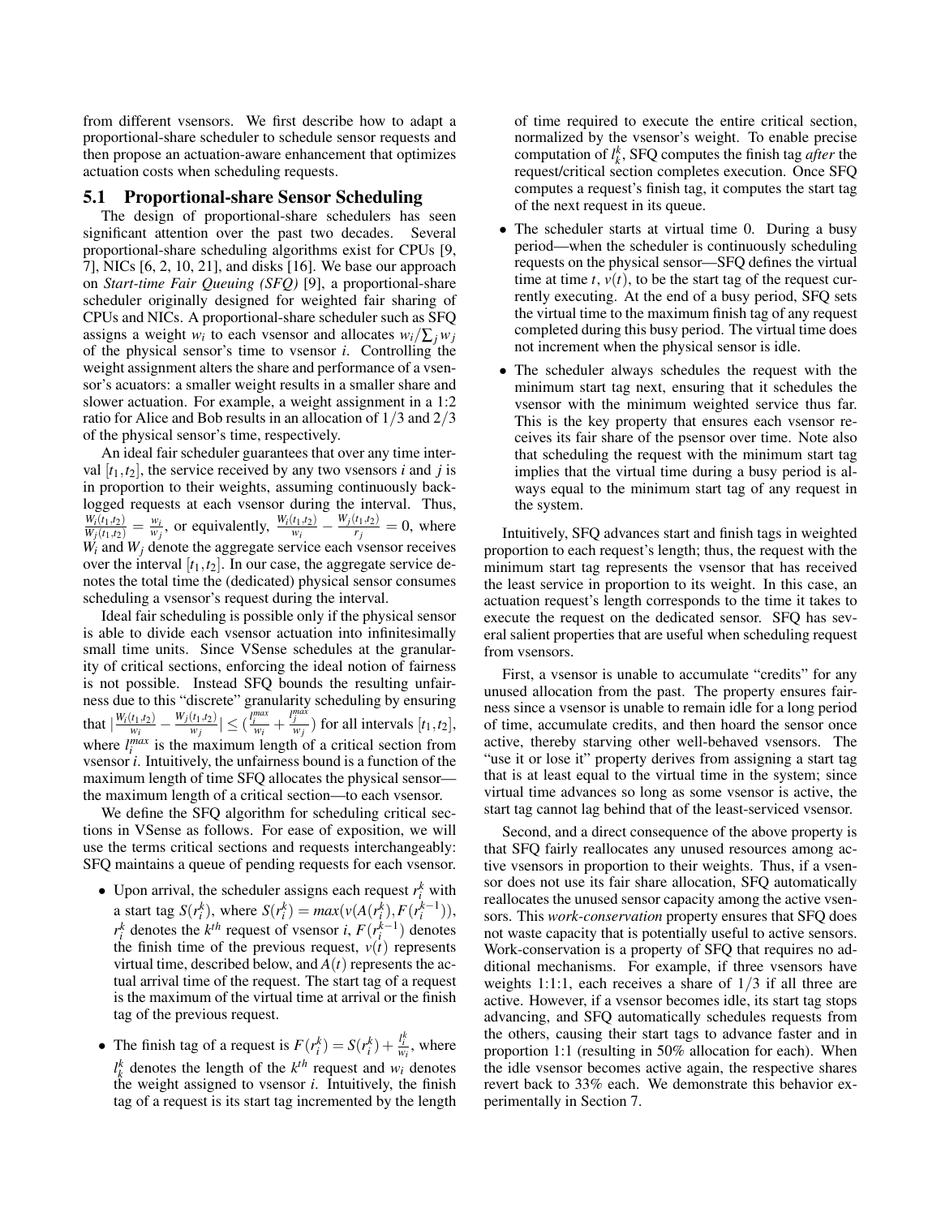from different vsensors. We first describe how to adapt a proportional-share scheduler to schedule sensor requests and then propose an actuation-aware enhancement that optimizes actuation costs when scheduling requests.

## 5.1 Proportional-share Sensor Scheduling

The design of proportional-share schedulers has seen significant attention over the past two decades. Several proportional-share scheduling algorithms exist for CPUs [9, 7], NICs [6, 2, 10, 21], and disks [16]. We base our approach on *Start-time Fair Queuing (SFQ)* [9], a proportional-share scheduler originally designed for weighted fair sharing of CPUs and NICs. A proportional-share scheduler such as SFQ assigns a weight $w_i$ to each vsensor and allocates $w_i/\sum_j w_j$ of the physical sensor's time to vsensor $i$. Controlling the weight assignment alters the share and performance of a vsensor's acuators: a smaller weight results in a smaller share and slower actuation. For example, a weight assignment in a 1:2 ratio for Alice and Bob results in an allocation of $1/3$ and $2/3$ of the physical sensor's time, respectively.

An ideal fair scheduler guarantees that over any time interval $[t_1,t_2]$, the service received by any two vsensors $i$ and $j$ is in proportion to their weights, assuming continuously backlogged requests at each vsensor during the interval. Thus, $\frac{W_i(t_1,t_2)}{W_j(t_1,t_2)} = \frac{w_i}{w_j}$, or equivalently, $\frac{W_i(t_1,t_2)}{w_i} - \frac{W_j(t_1,t_2)}{r_j} = 0$, where $W_i$ and $W_j$ denote the aggregate service each vsensor receives over the interval $[t_1,t_2]$. In our case, the aggregate service denotes the total time the (dedicated) physical sensor consumes scheduling a vsensor's request during the interval.

Ideal fair scheduling is possible only if the physical sensor is able to divide each vsensor actuation into infinitesimally small time units. Since VSense schedules at the granularity of critical sections, enforcing the ideal notion of fairness is not possible. Instead SFQ bounds the resulting unfairness due to this "discrete" granularity scheduling by ensuring that $|\frac{W_i(t_1,t_2)}{w_i} - \frac{W_j(t_1,t_2)}{w_j}| \leq (\frac{l_i^{max}}{w_i} + \frac{l_j^{max}}{w_j})$ for all intervals $[t_1,t_2]$, where $l_i^{max}$ is the maximum length of a critical section from vsensor $i$. Intuitively, the unfairness bound is a function of the maximum length of time SFQ allocates the physical sensor—the maximum length of a critical section—to each vsensor.

We define the SFQ algorithm for scheduling critical sections in VSense as follows. For ease of exposition, we will use the terms critical sections and requests interchangeably: SFQ maintains a queue of pending requests for each vsensor.

- Upon arrival, the scheduler assigns each request $r_i^k$ with a start tag $S(r_i^k)$, where $S(r_i^k) = max(v(A(r_i^k), F(r_i^{k-1}))$, $r_i^k$ denotes the $k^{th}$ request of vsensor $i$, $F(r_i^{k-1})$ denotes the finish time of the previous request, $v(t)$ represents virtual time, described below, and $A(t)$ represents the actual arrival time of the request. The start tag of a request is the maximum of the virtual time at arrival or the finish tag of the previous request.
- The finish tag of a request is $F(r_i^k) = S(r_i^k) + \frac{l_i^k}{w_i}$, where $l_k^k$ denotes the length of the $k^{th}$ request and $w_i$ denotes the weight assigned to vsensor $i$. Intuitively, the finish tag of a request is its start tag incremented by the length of time required to execute the entire critical section, normalized by the vsensor's weight. To enable precise computation of $l_k^k$, SFQ computes the finish tag *after* the request/critical section completes execution. Once SFQ computes a request's finish tag, it computes the start tag of the next request in its queue.
- The scheduler starts at virtual time 0. During a busy period—when the scheduler is continuously scheduling requests on the physical sensor—SFQ defines the virtual time at time $t$, $v(t)$, to be the start tag of the request currently executing. At the end of a busy period, SFQ sets the virtual time to the maximum finish tag of any request completed during this busy period. The virtual time does not increment when the physical sensor is idle.
- The scheduler always schedules the request with the minimum start tag next, ensuring that it schedules the vsensor with the minimum weighted service thus far. This is the key property that ensures each vsensor receives its fair share of the psensor over time. Note also that scheduling the request with the minimum start tag implies that the virtual time during a busy period is always equal to the minimum start tag of any request in the system.

Intuitively, SFQ advances start and finish tags in weighted proportion to each request's length; thus, the request with the minimum start tag represents the vsensor that has received the least service in proportion to its weight. In this case, an actuation request's length corresponds to the time it takes to execute the request on the dedicated sensor. SFQ has several salient properties that are useful when scheduling request from vsensors.

First, a vsensor is unable to accumulate "credits" for any unused allocation from the past. The property ensures fairness since a vsensor is unable to remain idle for a long period of time, accumulate credits, and then hoard the sensor once active, thereby starving other well-behaved vsensors. The "use it or lose it" property derives from assigning a start tag that is at least equal to the virtual time in the system; since virtual time advances so long as some vsensor is active, the start tag cannot lag behind that of the least-serviced vsensor.

Second, and a direct consequence of the above property is that SFQ fairly reallocates any unused resources among active vsensors in proportion to their weights. Thus, if a vsensor does not use its fair share allocation, SFQ automatically reallocates the unused sensor capacity among the active vsensors. This *work-conservation* property ensures that SFQ does not waste capacity that is potentially useful to active sensors. Work-conservation is a property of SFQ that requires no additional mechanisms. For example, if three vsensors have weights 1:1:1, each receives a share of $1/3$ if all three are active. However, if a vsensor becomes idle, its start tag stops advancing, and SFQ automatically schedules requests from the others, causing their start tags to advance faster and in proportion 1:1 (resulting in 50% allocation for each). When the idle vsensor becomes active again, the respective shares revert back to 33% each. We demonstrate this behavior experimentally in Section 7.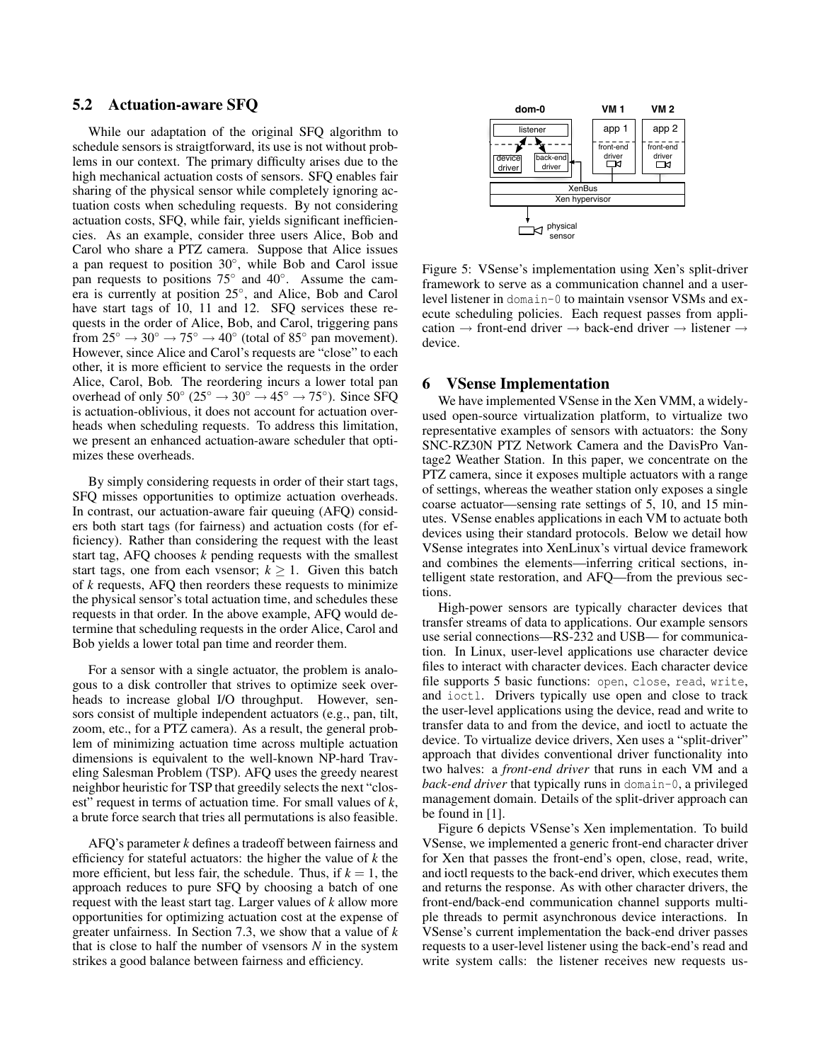## 5.2 Actuation-aware SFQ

While our adaptation of the original SFQ algorithm to schedule sensors is straigtforward, its use is not without problems in our context. The primary difficulty arises due to the high mechanical actuation costs of sensors. SFQ enables fair sharing of the physical sensor while completely ignoring actuation costs when scheduling requests. By not considering actuation costs, SFQ, while fair, yields significant inefficiencies. As an example, consider three users Alice, Bob and Carol who share a PTZ camera. Suppose that Alice issues a pan request to position 30°, while Bob and Carol issue pan requests to positions 75° and 40°. Assume the camera is currently at position 25°, and Alice, Bob and Carol have start tags of 10, 11 and 12. SFQ services these requests in the order of Alice, Bob, and Carol, triggering pans from $25^\circ \rightarrow 30^\circ \rightarrow 75^\circ \rightarrow 40^\circ$ (total of 85° pan movement). However, since Alice and Carol's requests are "close" to each other, it is more efficient to service the requests in the order Alice, Carol, Bob. The reordering incurs a lower total pan overhead of only 50° ($25^\circ \rightarrow 30^\circ \rightarrow 45^\circ \rightarrow 75^\circ$). Since SFQ is actuation-oblivious, it does not account for actuation overheads when scheduling requests. To address this limitation, we present an enhanced actuation-aware scheduler that optimizes these overheads.

By simply considering requests in order of their start tags, SFQ misses opportunities to optimize actuation overheads. In contrast, our actuation-aware fair queuing (AFQ) considers both start tags (for fairness) and actuation costs (for efficiency). Rather than considering the request with the least start tag, AFQ chooses $k$ pending requests with the smallest start tags, one from each vsensor; $k \geq 1$. Given this batch of $k$ requests, AFQ then reorders these requests to minimize the physical sensor's total actuation time, and schedules these requests in that order. In the above example, AFQ would determine that scheduling requests in the order Alice, Carol and Bob yields a lower total pan time and reorder them.

For a sensor with a single actuator, the problem is analogous to a disk controller that strives to optimize seek overheads to increase global I/O throughput. However, sensors consist of multiple independent actuators (e.g., pan, tilt, zoom, etc., for a PTZ camera). As a result, the general problem of minimizing actuation time across multiple actuation dimensions is equivalent to the well-known NP-hard Traveling Salesman Problem (TSP). AFQ uses the greedy nearest neighbor heuristic for TSP that greedily selects the next "closest" request in terms of actuation time. For small values of $k$, a brute force search that tries all permutations is also feasible.

AFQ's parameter $k$ defines a tradeoff between fairness and efficiency for stateful actuators: the higher the value of $k$ the more efficient, but less fair, the schedule. Thus, if $k = 1$, the approach reduces to pure SFQ by choosing a batch of one request with the least start tag. Larger values of $k$ allow more opportunities for optimizing actuation cost at the expense of greater unfairness. In Section 7.3, we show that a value of $k$ that is close to half the number of vsensors $N$ in the system strikes a good balance between fairness and efficiency.

Figure 5: VSense's implementation using Xen's split-driver framework to serve as a communication channel and a user-level listener in domain-0 to maintain vsensor VSMs and execute scheduling policies. Each request passes from application → front-end driver → back-end driver → listener → device.

## 6 VSense Implementation

We have implemented VSense in the Xen VMM, a widely-used open-source virtualization platform, to virtualize two representative examples of sensors with actuators: the Sony SNC-RZ30N PTZ Network Camera and the DavisPro Vantage2 Weather Station. In this paper, we concentrate on the PTZ camera, since it exposes multiple actuators with a range of settings, whereas the weather station only exposes a single coarse actuator—sensing rate settings of 5, 10, and 15 minutes. VSense enables applications in each VM to actuate both devices using their standard protocols. Below we detail how VSense integrates into XenLinux's virtual device framework and combines the elements—inferring critical sections, intelligent state restoration, and AFQ—from the previous sections.

High-power sensors are typically character devices that transfer streams of data to applications. Our example sensors use serial connections—RS-232 and USB— for communication. In Linux, user-level applications use character device files to interact with character devices. Each character device file supports 5 basic functions: open, close, read, write, and ioctl. Drivers typically use open and close to track the user-level applications using the device, read and write to transfer data to and from the device, and ioctl to actuate the device. To virtualize device drivers, Xen uses a "split-driver" approach that divides conventional driver functionality into two halves: a *front-end driver* that runs in each VM and a *back-end driver* that typically runs in domain-0, a privileged management domain. Details of the split-driver approach can be found in [1].

Figure 6 depicts VSense's Xen implementation. To build VSense, we implemented a generic front-end character driver for Xen that passes the front-end's open, close, read, write, and ioctl requests to the back-end driver, which executes them and returns the response. As with other character drivers, the front-end/back-end communication channel supports multiple threads to permit asynchronous device interactions. In VSense's current implementation the back-end driver passes requests to a user-level listener using the back-end's read and write system calls: the listener receives new requests us-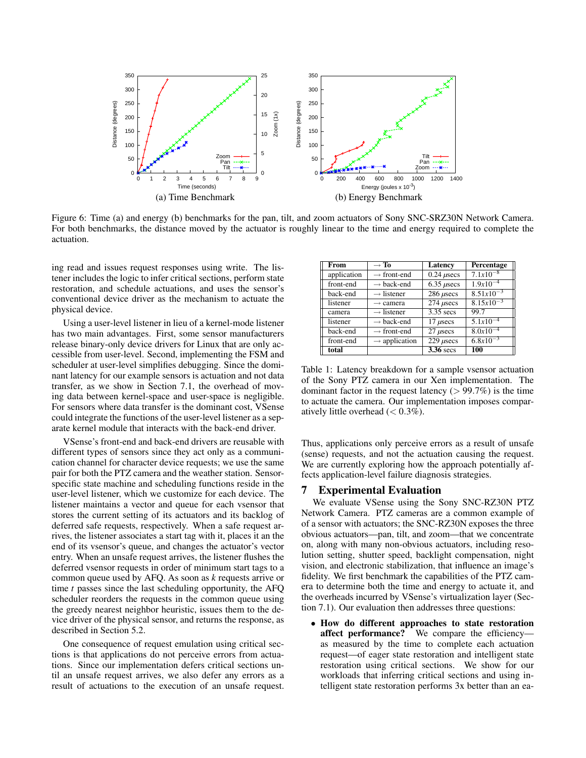Figure 6: Time (a) and energy (b) benchmarks for the pan, tilt, and zoom actuators of Sony SNC-SRZ30N Network Camera. For both benchmarks, the distance moved by the actuator is roughly linear to the time and energy required to complete the actuation.

ing read and issues request responses using write. The listener includes the logic to infer critical sections, perform state restoration, and schedule actuations, and uses the sensor's conventional device driver as the mechanism to actuate the physical device.

Using a user-level listener in lieu of a kernel-mode listener has two main advantages. First, some sensor manufacturers release binary-only device drivers for Linux that are only accessible from user-level. Second, implementing the FSM and scheduler at user-level simplifies debugging. Since the dominant latency for our example sensors is actuation and not data transfer, as we show in Section 7.1, the overhead of moving data between kernel-space and user-space is negligible. For sensors where data transfer is the dominant cost, VSense could integrate the functions of the user-level listener as a separate kernel module that interacts with the back-end driver.

VSense's front-end and back-end drivers are reusable with different types of sensors since they act only as a communication channel for character device requests; we use the same pair for both the PTZ camera and the weather station. Sensor-specific state machine and scheduling functions reside in the user-level listener, which we customize for each device. The listener maintains a vector and queue for each vsensor that stores the current setting of its actuators and its backlog of deferred safe requests, respectively. When a safe request arrives, the listener associates a start tag with it, places it an the end of its vsensor's queue, and changes the actuator's vector entry. When an unsafe request arrives, the listener flushes the deferred vsensor requests in order of minimum start tags to a common queue used by AFQ. As soon as $k$ requests arrive or time $t$ passes since the last scheduling opportunity, the AFQ scheduler reorders the requests in the common queue using the greedy nearest neighbor heuristic, issues them to the device driver of the physical sensor, and returns the response, as described in Section 5.2.

One consequence of request emulation using critical sections is that applications do not perceive errors from actuations. Since our implementation defers critical sections until an unsafe request arrives, we also defer any errors as a result of actuations to the execution of an unsafe request. Thus, applications only perceive errors as a result of unsafe (sense) requests, and not the actuation causing the request. We are currently exploring how the approach potentially affects application-level failure diagnosis strategies.

| From | → To | Latency | Percentage |
|---|---|---|---|
| application | → front-end | 0.24 $\mu$secs | $7.1x10^{-8}$ |
| front-end | → back-end | 6.35 $\mu$secs | $1.9x10^{-4}$ |
| back-end | → listener | 286 $\mu$secs | $8.51x10^{-3}$ |
| listener | → camera | 274 $\mu$secs | $8.15x10^{-3}$ |
| camera | → listener | 3.35 secs | 99.7 |
| listener | → back-end | 17 $\mu$secs | $5.1x10^{-4}$ |
| back-end | → front-end | 27 $\mu$secs | $8.0x10^{-4}$ |
| front-end | → application | 229 $\mu$secs | $6.8x10^{-3}$ |
| **total** | | **3.36** secs | **100** |

Table 1: Latency breakdown for a sample vsensor actuation of the Sony PTZ camera in our Xen implementation. The dominant factor in the request latency ($> 99.7\%$) is the time to actuate the camera. Our implementation imposes comparatively little overhead ($< 0.3\%$).

# 7 Experimental Evaluation

We evaluate VSense using the Sony SNC-RZ30N PTZ Network Camera. PTZ cameras are a common example of a sensor with actuators; the SNC-RZ30N exposes the three obvious actuators—pan, tilt, and zoom—that we concentrate on, along with many non-obvious actuators, including resolution setting, shutter speed, backlight compensation, night vision, and electronic stabilization, that influence an image's fidelity. We first benchmark the capabilities of the PTZ camera to determine both the time and energy to actuate it, and the overheads incurred by VSense's virtualization layer (Section 7.1). Our evaluation then addresses three questions:

- **How do different approaches to state restoration affect performance?** We compare the efficiency—as measured by the time to complete each actuation request—of eager state restoration and intelligent state restoration using critical sections. We show for our workloads that inferring critical sections and using intelligent state restoration performs 3x better than an ea-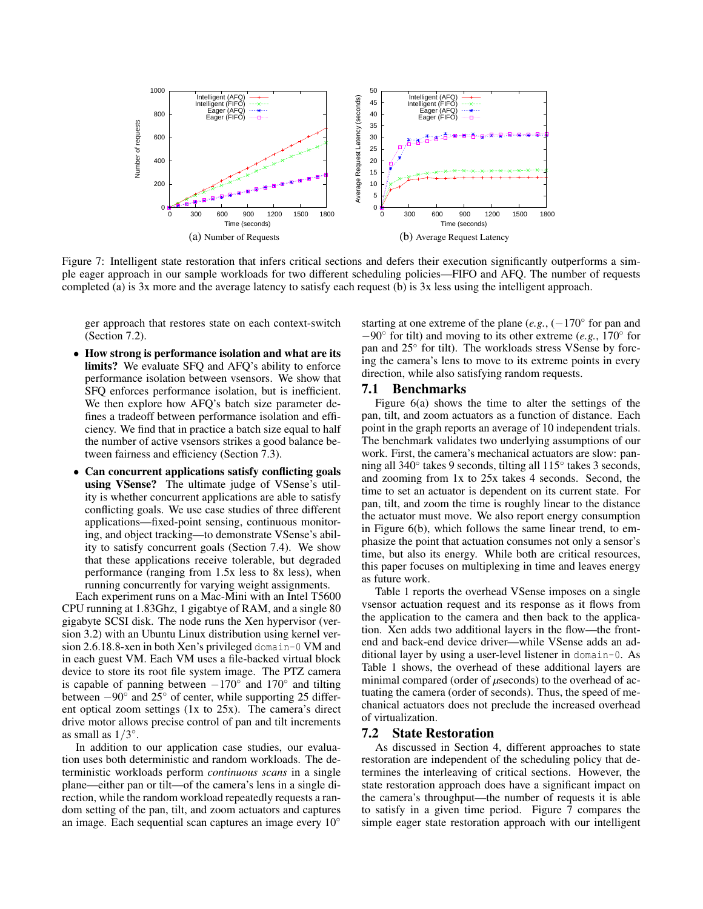(a) Number of Requests

(b) Average Request Latency

Figure 7: Intelligent state restoration that infers critical sections and defers their execution significantly outperforms a simple eager approach in our sample workloads for two different scheduling policies—FIFO and AFQ. The number of requests completed (a) is 3x more and the average latency to satisfy each request (b) is 3x less using the intelligent approach.

ger approach that restores state on each context-switch (Section 7.2).

- **How strong is performance isolation and what are its limits?** We evaluate SFQ and AFQ's ability to enforce performance isolation between vsensors. We show that SFQ enforces performance isolation, but is inefficient. We then explore how AFQ's batch size parameter defines a tradeoff between performance isolation and efficiency. We find that in practice a batch size equal to half the number of active vsensors strikes a good balance between fairness and efficiency (Section 7.3).
- **Can concurrent applications satisfy conflicting goals using VSense?** The ultimate judge of VSense's utility is whether concurrent applications are able to satisfy conflicting goals. We use case studies of three different applications—fixed-point sensing, continuous monitoring, and object tracking—to demonstrate VSense's ability to satisfy concurrent goals (Section 7.4). We show that these applications receive tolerable, but degraded performance (ranging from 1.5x less to 8x less), when running concurrently for varying weight assignments.

Each experiment runs on a Mac-Mini with an Intel T5600 CPU running at 1.83Ghz, 1 gigabtye of RAM, and a single 80 gigabyte SCSI disk. The node runs the Xen hypervisor (version 3.2) with an Ubuntu Linux distribution using kernel version 2.6.18.8-xen in both Xen's privileged `domain-0` VM and in each guest VM. Each VM uses a file-backed virtual block device to store its root file system image. The PTZ camera is capable of panning between $-170^\circ$ and $170^\circ$ and tilting between $-90^\circ$ and $25^\circ$ of center, while supporting 25 different optical zoom settings (1x to 25x). The camera's direct drive motor allows precise control of pan and tilt increments as small as $1/3^\circ$.

In addition to our application case studies, our evaluation uses both deterministic and random workloads. The deterministic workloads perform *continuous scans* in a single plane—either pan or tilt—of the camera's lens in a single direction, while the random workload repeatedly requests a random setting of the pan, tilt, and zoom actuators and captures an image. Each sequential scan captures an image every $10^\circ$ starting at one extreme of the plane (*e.g.*, ($-170^\circ$ for pan and $-90^\circ$ for tilt) and moving to its other extreme (*e.g.*, $170^\circ$ for pan and $25^\circ$ for tilt). The workloads stress VSense by forcing the camera's lens to move to its extreme points in every direction, while also satisfying random requests.

## 7.1 Benchmarks

Figure 6(a) shows the time to alter the settings of the pan, tilt, and zoom actuators as a function of distance. Each point in the graph reports an average of 10 independent trials. The benchmark validates two underlying assumptions of our work. First, the camera's mechanical actuators are slow: panning all $340^\circ$ takes 9 seconds, tilting all $115^\circ$ takes 3 seconds, and zooming from 1x to 25x takes 4 seconds. Second, the time to set an actuator is dependent on its current state. For pan, tilt, and zoom the time is roughly linear to the distance the actuator must move. We also report energy consumption in Figure 6(b), which follows the same linear trend, to emphasize the point that actuation consumes not only a sensor's time, but also its energy. While both are critical resources, this paper focuses on multiplexing in time and leaves energy as future work.

Table 1 reports the overhead VSense imposes on a single vsensor actuation request and its response as it flows from the application to the camera and then back to the application. Xen adds two additional layers in the flow—the front-end and back-end device driver—while VSense adds an additional layer by using a user-level listener in `domain-0`. As Table 1 shows, the overhead of these additional layers are minimal compared (order of $\mu$seconds) to the overhead of actuating the camera (order of seconds). Thus, the speed of mechanical actuators does not preclude the increased overhead of virtualization.

## 7.2 State Restoration

As discussed in Section 4, different approaches to state restoration are independent of the scheduling policy that determines the interleaving of critical sections. However, the state restoration approach does have a significant impact on the camera's throughput—the number of requests it is able to satisfy in a given time period. Figure 7 compares the simple eager state restoration approach with our intelligent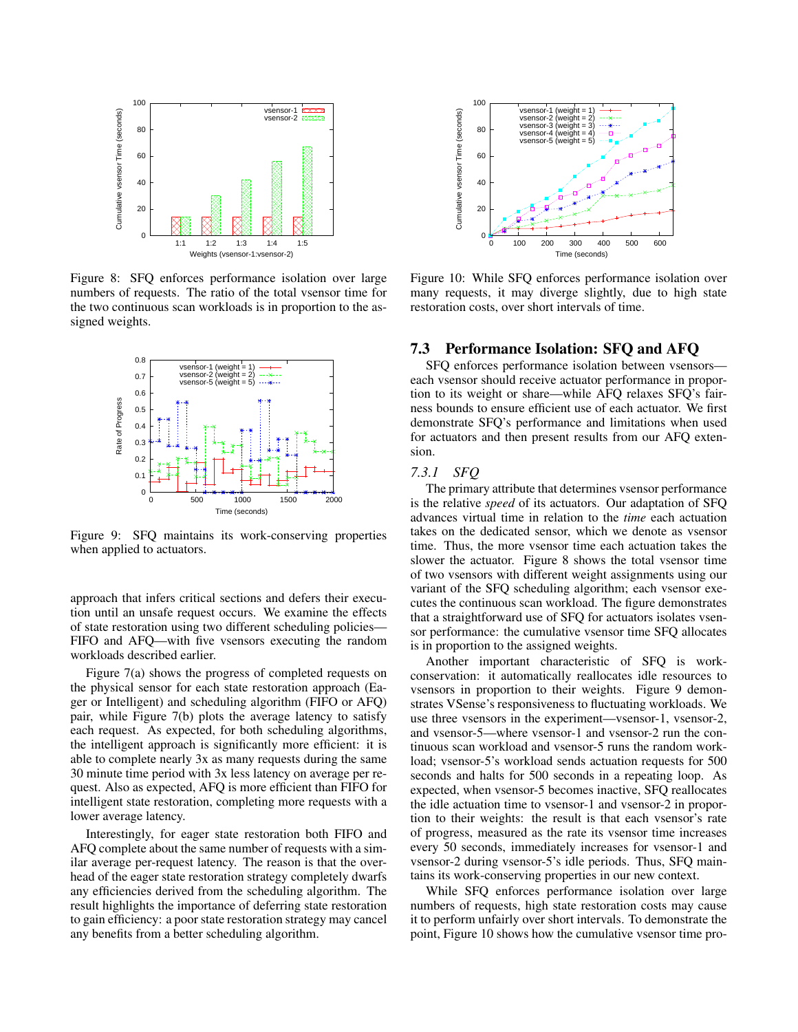Figure 8: SFQ enforces performance isolation over large numbers of requests. The ratio of the total vsensor time for the two continuous scan workloads is in proportion to the assigned weights.

Figure 9: SFQ maintains its work-conserving properties when applied to actuators.

approach that infers critical sections and defers their execution until an unsafe request occurs. We examine the effects of state restoration using two different scheduling policies—FIFO and AFQ—with five vsensors executing the random workloads described earlier.

Figure 7(a) shows the progress of completed requests on the physical sensor for each state restoration approach (Eager or Intelligent) and scheduling algorithm (FIFO or AFQ) pair, while Figure 7(b) plots the average latency to satisfy each request. As expected, for both scheduling algorithms, the intelligent approach is significantly more efficient: it is able to complete nearly 3x as many requests during the same 30 minute time period with 3x less latency on average per request. Also as expected, AFQ is more efficient than FIFO for intelligent state restoration, completing more requests with a lower average latency.

Interestingly, for eager state restoration both FIFO and AFQ complete about the same number of requests with a similar average per-request latency. The reason is that the overhead of the eager state restoration strategy completely dwarfs any efficiencies derived from the scheduling algorithm. The result highlights the importance of deferring state restoration to gain efficiency: a poor state restoration strategy may cancel any benefits from a better scheduling algorithm.

Figure 10: While SFQ enforces performance isolation over many requests, it may diverge slightly, due to high state restoration costs, over short intervals of time.

## 7.3 Performance Isolation: SFQ and AFQ

SFQ enforces performance isolation between vsensors—each vsensor should receive actuator performance in proportion to its weight or share—while AFQ relaxes SFQ's fairness bounds to ensure efficient use of each actuator. We first demonstrate SFQ's performance and limitations when used for actuators and then present results from our AFQ extension.

### 7.3.1 SFQ

The primary attribute that determines vsensor performance is the relative *speed* of its actuators. Our adaptation of SFQ advances virtual time in relation to the *time* each actuation takes on the dedicated sensor, which we denote as vsensor time. Thus, the more vsensor time each actuation takes the slower the actuator. Figure 8 shows the total vsensor time of two vsensors with different weight assignments using our variant of the SFQ scheduling algorithm; each vsensor executes the continuous scan workload. The figure demonstrates that a straightforward use of SFQ for actuators isolates vsensor performance: the cumulative vsensor time SFQ allocates is in proportion to the assigned weights.

Another important characteristic of SFQ is work-conservation: it automatically reallocates idle resources to vsensors in proportion to their weights. Figure 9 demonstrates VSense's responsiveness to fluctuating workloads. We use three vsensors in the experiment—vsensor-1, vsensor-2, and vsensor-5—where vsensor-1 and vsensor-2 run the continuous scan workload and vsensor-5 runs the random workload; vsensor-5's workload sends actuation requests for 500 seconds and halts for 500 seconds in a repeating loop. As expected, when vsensor-5 becomes inactive, SFQ reallocates the idle actuation time to vsensor-1 and vsensor-2 in proportion to their weights: the result is that each vsensor's rate of progress, measured as the rate its vsensor time increases every 50 seconds, immediately increases for vsensor-1 and vsensor-2 during vsensor-5's idle periods. Thus, SFQ maintains its work-conserving properties in our new context.

While SFQ enforces performance isolation over large numbers of requests, high state restoration costs may cause it to perform unfairly over short intervals. To demonstrate the point, Figure 10 shows how the cumulative vsensor time pro-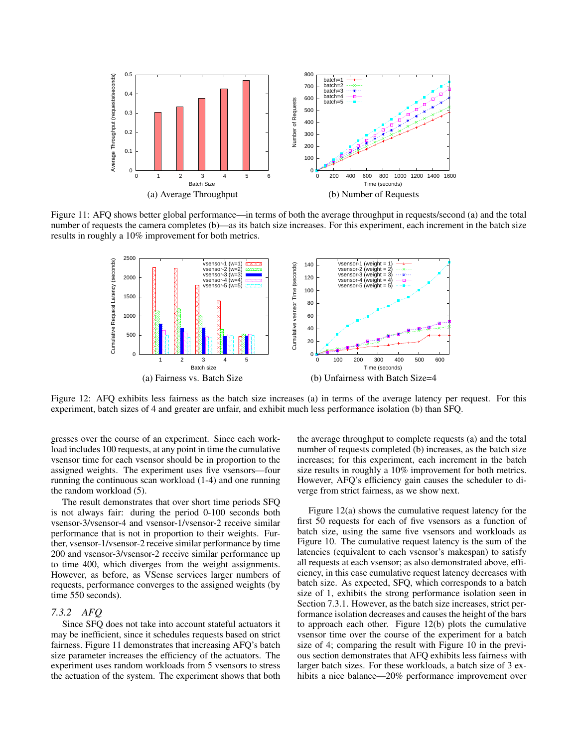(a) Average Throughput

(b) Number of Requests

Figure 11: AFQ shows better global performance—in terms of both the average throughput in requests/second (a) and the total number of requests the camera completes (b)—as its batch size increases. For this experiment, each increment in the batch size results in roughly a 10% improvement for both metrics.

(a) Fairness vs. Batch Size

(b) Unfairness with Batch Size=4

Figure 12: AFQ exhibits less fairness as the batch size increases (a) in terms of the average latency per request. For this experiment, batch sizes of 4 and greater are unfair, and exhibit much less performance isolation (b) than SFQ.

gresses over the course of an experiment. Since each workload includes 100 requests, at any point in time the cumulative vsensor time for each vsensor should be in proportion to the assigned weights. The experiment uses five vsensors—four running the continuous scan workload (1-4) and one running the random workload (5).

The result demonstrates that over short time periods SFQ is not always fair: during the period 0-100 seconds both vsensor-3/vsensor-4 and vsensor-1/vsensor-2 receive similar performance that is not in proportion to their weights. Further, vsensor-1/vsensor-2 receive similar performance by time 200 and vsensor-3/vsensor-2 receive similar performance up to time 400, which diverges from the weight assignments. However, as before, as VSense services larger numbers of requests, performance converges to the assigned weights (by time 550 seconds).

### 7.3.2 AFQ

Since SFQ does not take into account stateful actuators it may be inefficient, since it schedules requests based on strict fairness. Figure 11 demonstrates that increasing AFQ's batch size parameter increases the efficiency of the actuators. The experiment uses random workloads from 5 vsensors to stress the actuation of the system. The experiment shows that both the average throughput to complete requests (a) and the total number of requests completed (b) increases, as the batch size increases; for this experiment, each increment in the batch size results in roughly a 10% improvement for both metrics. However, AFQ's efficiency gain causes the scheduler to diverge from strict fairness, as we show next.

Figure 12(a) shows the cumulative request latency for the first 50 requests for each of five vsensors as a function of batch size, using the same five vsensors and workloads as Figure 10. The cumulative request latency is the sum of the latencies (equivalent to each vsensor's makespan) to satisfy all requests at each vsensor; as also demonstrated above, efficiency, in this case cumulative request latency decreases with batch size. As expected, SFQ, which corresponds to a batch size of 1, exhibits the strong performance isolation seen in Section 7.3.1. However, as the batch size increases, strict performance isolation decreases and causes the height of the bars to approach each other. Figure 12(b) plots the cumulative vsensor time over the course of the experiment for a batch size of 4; comparing the result with Figure 10 in the previous section demonstrates that AFQ exhibits less fairness with larger batch sizes. For these workloads, a batch size of 3 exhibits a nice balance—20% performance improvement over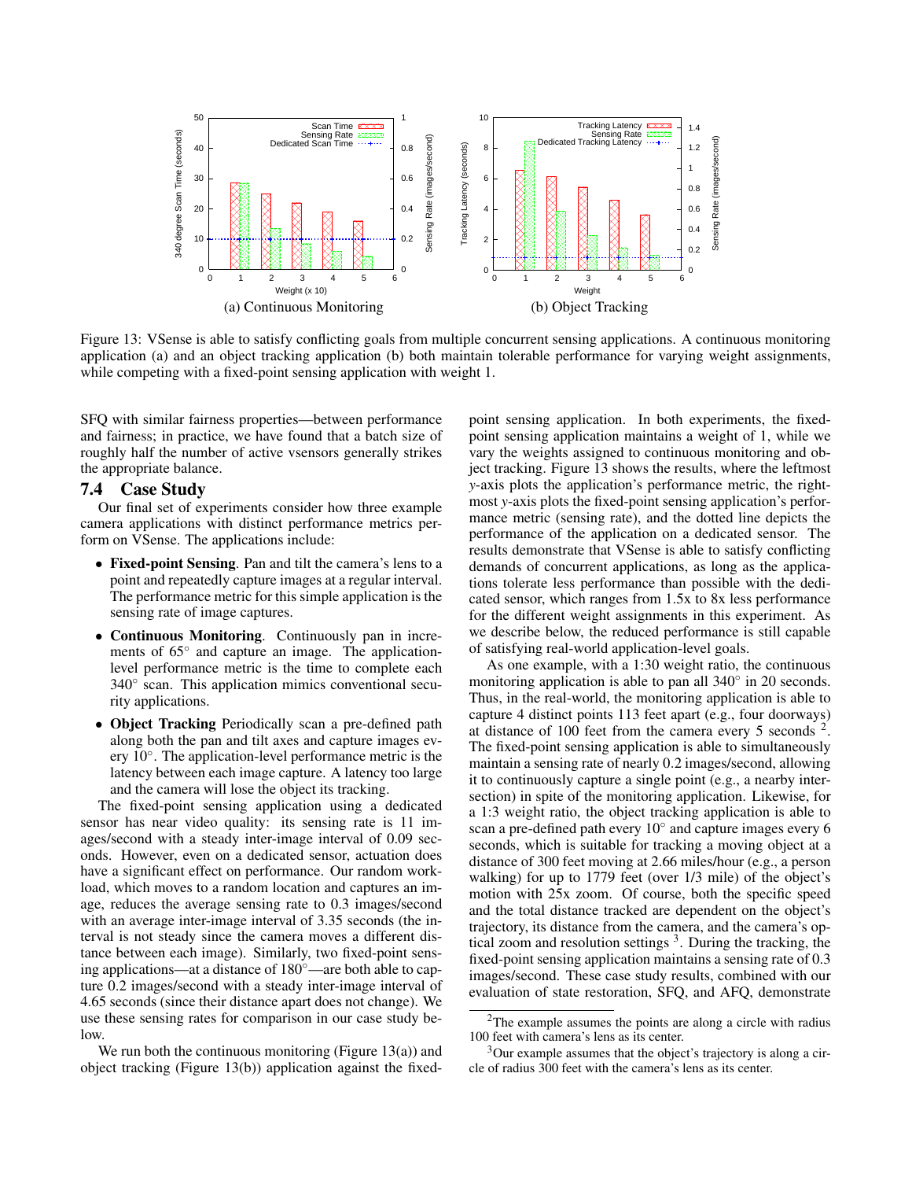(a) Continuous Monitoring

(b) Object Tracking

Figure 13: VSense is able to satisfy conflicting goals from multiple concurrent sensing applications. A continuous monitoring application (a) and an object tracking application (b) both maintain tolerable performance for varying weight assignments, while competing with a fixed-point sensing application with weight 1.

SFQ with similar fairness properties—between performance and fairness; in practice, we have found that a batch size of roughly half the number of active vsensors generally strikes the appropriate balance.

## 7.4 Case Study

Our final set of experiments consider how three example camera applications with distinct performance metrics perform on VSense. The applications include:

- **Fixed-point Sensing**. Pan and tilt the camera's lens to a point and repeatedly capture images at a regular interval. The performance metric for this simple application is the sensing rate of image captures.
- **Continuous Monitoring**. Continuously pan in increments of 65° and capture an image. The application-level performance metric is the time to complete each 340° scan. This application mimics conventional security applications.
- **Object Tracking** Periodically scan a pre-defined path along both the pan and tilt axes and capture images every 10°. The application-level performance metric is the latency between each image capture. A latency too large and the camera will lose the object its tracking.

The fixed-point sensing application using a dedicated sensor has near video quality: its sensing rate is 11 images/second with a steady inter-image interval of 0.09 seconds. However, even on a dedicated sensor, actuation does have a significant effect on performance. Our random workload, which moves to a random location and captures an image, reduces the average sensing rate to 0.3 images/second with an average inter-image interval of 3.35 seconds (the interval is not steady since the camera moves a different distance between each image). Similarly, two fixed-point sensing applications—at a distance of 180°—are both able to capture 0.2 images/second with a steady inter-image interval of 4.65 seconds (since their distance apart does not change). We use these sensing rates for comparison in our case study below.

We run both the continuous monitoring (Figure 13(a)) and object tracking (Figure 13(b)) application against the fixed-point sensing application. In both experiments, the fixed-point sensing application maintains a weight of 1, while we vary the weights assigned to continuous monitoring and object tracking. Figure 13 shows the results, where the leftmost *y*-axis plots the application's performance metric, the rightmost *y*-axis plots the fixed-point sensing application's performance metric (sensing rate), and the dotted line depicts the performance of the application on a dedicated sensor. The results demonstrate that VSense is able to satisfy conflicting demands of concurrent applications, as long as the applications tolerate less performance than possible with the dedicated sensor, which ranges from 1.5x to 8x less performance for the different weight assignments in this experiment. As we describe below, the reduced performance is still capable of satisfying real-world application-level goals.

As one example, with a 1:30 weight ratio, the continuous monitoring application is able to pan all 340° in 20 seconds. Thus, in the real-world, the monitoring application is able to capture 4 distinct points 113 feet apart (e.g., four doorways) at distance of 100 feet from the camera every 5 seconds [2]. The fixed-point sensing application is able to simultaneously maintain a sensing rate of nearly 0.2 images/second, allowing it to continuously capture a single point (e.g., a nearby intersection) in spite of the monitoring application. Likewise, for a 1:3 weight ratio, the object tracking application is able to scan a pre-defined path every 10° and capture images every 6 seconds, which is suitable for tracking a moving object at a distance of 300 feet moving at 2.66 miles/hour (e.g., a person walking) for up to 1779 feet (over 1/3 mile) of the object's motion with 25x zoom. Of course, both the specific speed and the total distance tracked are dependent on the object's trajectory, its distance from the camera, and the camera's optical zoom and resolution settings [3]. During the tracking, the fixed-point sensing application maintains a sensing rate of 0.3 images/second. These case study results, combined with our evaluation of state restoration, SFQ, and AFQ, demonstrate

[2]The example assumes the points are along a circle with radius 100 feet with camera's lens as its center.

[3]Our example assumes that the object's trajectory is along a circle of radius 300 feet with the camera's lens as its center.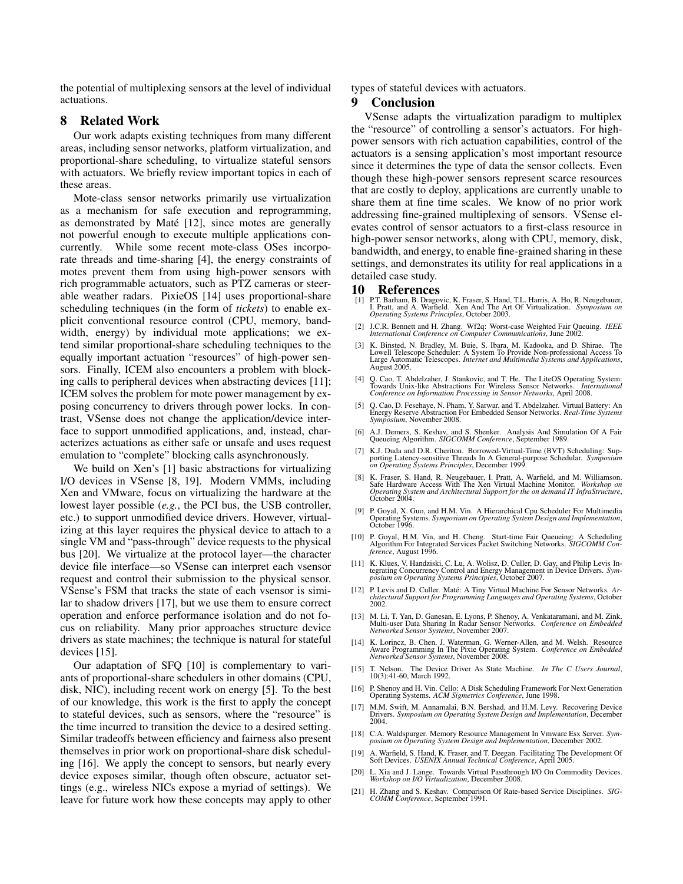the potential of multiplexing sensors at the level of individual actuations.

## 8 Related Work

Our work adapts existing techniques from many different areas, including sensor networks, platform virtualization, and proportional-share scheduling, to virtualize stateful sensors with actuators. We briefly review important topics in each of these areas.

Mote-class sensor networks primarily use virtualization as a mechanism for safe execution and reprogramming, as demonstrated by Maté [12], since motes are generally not powerful enough to execute multiple applications concurrently. While some recent mote-class OSes incorporate threads and time-sharing [4], the energy constraints of motes prevent them from using high-power sensors with rich programmable actuators, such as PTZ cameras or steerable weather radars. PixieOS [14] uses proportional-share scheduling techniques (in the form of *tickets*) to enable explicit conventional resource control (CPU, memory, bandwidth, energy) by individual mote applications; we extend similar proportional-share scheduling techniques to the equally important actuation "resources" of high-power sensors. Finally, ICEM also encounters a problem with blocking calls to peripheral devices when abstracting devices [11]; ICEM solves the problem for mote power management by exposing concurrency to drivers through power locks. In contrast, VSense does not change the application/device interface to support unmodified applications, and, instead, characterizes actuations as either safe or unsafe and uses request emulation to "complete" blocking calls asynchronously.

We build on Xen's [1] basic abstractions for virtualizing I/O devices in VSense [8, 19]. Modern VMMs, including Xen and VMware, focus on virtualizing the hardware at the lowest layer possible (*e.g.*, the PCI bus, the USB controller, etc.) to support unmodified device drivers. However, virtualizing at this layer requires the physical device to attach to a single VM and "pass-through" device requests to the physical bus [20]. We virtualize at the protocol layer—the character device file interface—so VSense can interpret each vsensor request and control their submission to the physical sensor. VSense's FSM that tracks the state of each vsensor is similar to shadow drivers [17], but we use them to ensure correct operation and enforce performance isolation and do not focus on reliability. Many prior approaches structure device drivers as state machines; the technique is natural for stateful devices [15].

Our adaptation of SFQ [10] is complementary to variants of proportional-share schedulers in other domains (CPU, disk, NIC), including recent work on energy [5]. To the best of our knowledge, this work is the first to apply the concept to stateful devices, such as sensors, where the "resource" is the time incurred to transition the device to a desired setting. Similar tradeoffs between efficiency and fairness also present themselves in prior work on proportional-share disk scheduling [16]. We apply the concept to sensors, but nearly every device exposes similar, though often obscure, actuator settings (e.g., wireless NICs expose a myriad of settings). We leave for future work how these concepts may apply to other types of stateful devices with actuators.

## 9 Conclusion

VSense adapts the virtualization paradigm to multiplex the "resource" of controlling a sensor's actuators. For high-power sensors with rich actuation capabilities, control of the actuators is a sensing application's most important resource since it determines the type of data the sensor collects. Even though these high-power sensors represent scarce resources that are costly to deploy, applications are currently unable to share them at fine time scales. We know of no prior work addressing fine-grained multiplexing of sensors. VSense elevates control of sensor actuators to a first-class resource in high-power sensor networks, along with CPU, memory, disk, bandwidth, and energy, to enable fine-grained sharing in these settings, and demonstrates its utility for real applications in a detailed case study.

## 10 References

[1] P.T. Barham, B. Dragovic, K. Fraser, S. Hand, T.L. Harris, A. Ho, R. Neugebauer, I. Pratt, and A. Warfield. Xen And The Art Of Virtualization. *Symposium on Operating Systems Principles*, October 2003.

[2] J.C.R. Bennett and H. Zhang. Wf2q: Worst-case Weighted Fair Queuing. *IEEE International Conference on Computer Communications*, June 2002.

[3] K. Binsted, N. Bradley, M. Buie, S. Ibara, M. Kadooka, and D. Shirae. The Lowell Telescope Scheduler: A System To Provide Non-professional Access To Large Automatic Telescopes. *Internet and Multimedia Systems and Applications*, August 2005.

[4] Q. Cao, T. Abdelzaher, J. Stankovic, and T. He. The LiteOS Operating System: Towards Unix-like Abstractions For Wireless Sensor Networks. *International Conference on Information Processing in Sensor Networks*, April 2008.

[5] Q. Cao, D. Fesehaye, N. Pham, Y. Sarwar, and T. Abdelzaher. Virtual Battery: An Energy Reserve Abstraction For Embedded Sensor Networks. *Real-Time Systems Symposium*, November 2008.

[6] A.J. Demers, S. Keshav, and S. Shenker. Analysis And Simulation Of A Fair Queueing Algorithm. *SIGCOMM Conference*, September 1989.

[7] K.J. Duda and D.R. Cheriton. Borrowed-Virtual-Time (BVT) Scheduling: Supporting Latency-sensitive Threads In A General-purpose Schedular. *Symposium on Operating Systems Principles*, December 1999.

[8] K. Fraser, S. Hand, R. Neugebauer, I. Pratt, A. Warfield, and M. Williamson. Safe Hardware Access With The Xen Virtual Machine Monitor. *Workshop on Operating System and Architectural Support for the on demand IT InfraStructure*, October 2004.

[9] P. Goyal, X. Guo, and H.M. Vin. A Hierarchical Cpu Scheduler For Multimedia Operating Systems. *Symposium on Operating System Design and Implementation*, October 1996.

[10] P. Goyal, H.M. Vin, and H. Cheng. Start-time Fair Queueing: A Scheduling Algorithm For Integrated Services Packet Switching Networks. *SIGCOMM Conference*, August 1996.

[11] K. Klues, V. Handziski, C. Lu, A. Wolisz, D. Culler, D. Gay, and Philip Levis Integrating Concurrency Control and Energy Management in Device Drivers. *Symposium on Operating Systems Principles*, October 2007.

[12] P. Levis and D. Culler. Maté: A Tiny Virtual Machine For Sensor Networks. *Architectural Support for Programming Languages and Operating Systems*, October 2002.

[13] M. Li, T. Yan, D. Ganesan, E. Lyons, P. Shenoy, A. Venkataramani, and M. Zink. Multi-user Data Sharing In Radar Sensor Networks. *Conference on Embedded Networked Sensor Systems*, November 2007.

[14] K. Lorincz, B. Chen, J. Waterman, G. Werner-Allen, and M. Welsh. Resource Aware Programming In The Pixie Operating System. *Conference on Embedded Networked Sensor Systems*, November 2008.

[15] T. Nelson. The Device Driver As State Machine. *In The C Users Journal*, 10(3):41-60, March 1992.

[16] P. Shenoy and H. Vin. Cello: A Disk Scheduling Framework For Next Generation Operating Systems. *ACM Sigmetrics Conference*, June 1998.

[17] M.M. Swift, M. Annamalai, B.N. Bershad, and H.M. Levy. Recovering Device Drivers. *Symposium on Operating System Design and Implementation*, December 2004.

[18] C.A. Waldspurger. Memory Resource Management In Vmware Esx Server. *Symposium on Operating System Design and Implementation*, December 2002.

[19] A. Warfield, S. Hand, K. Fraser, and T. Deegan. Facilitating The Development Of Soft Devices. *USENIX Annual Technical Conference*, April 2005.

[20] L. Xia and J. Lange. Towards Virtual Passthrough I/O On Commodity Devices. *Workshop on I/O Virtualization*, December 2008.

[21] H. Zhang and S. Keshav. Comparison Of Rate-based Service Disciplines. *SIGCOMM Conference*, September 1991.